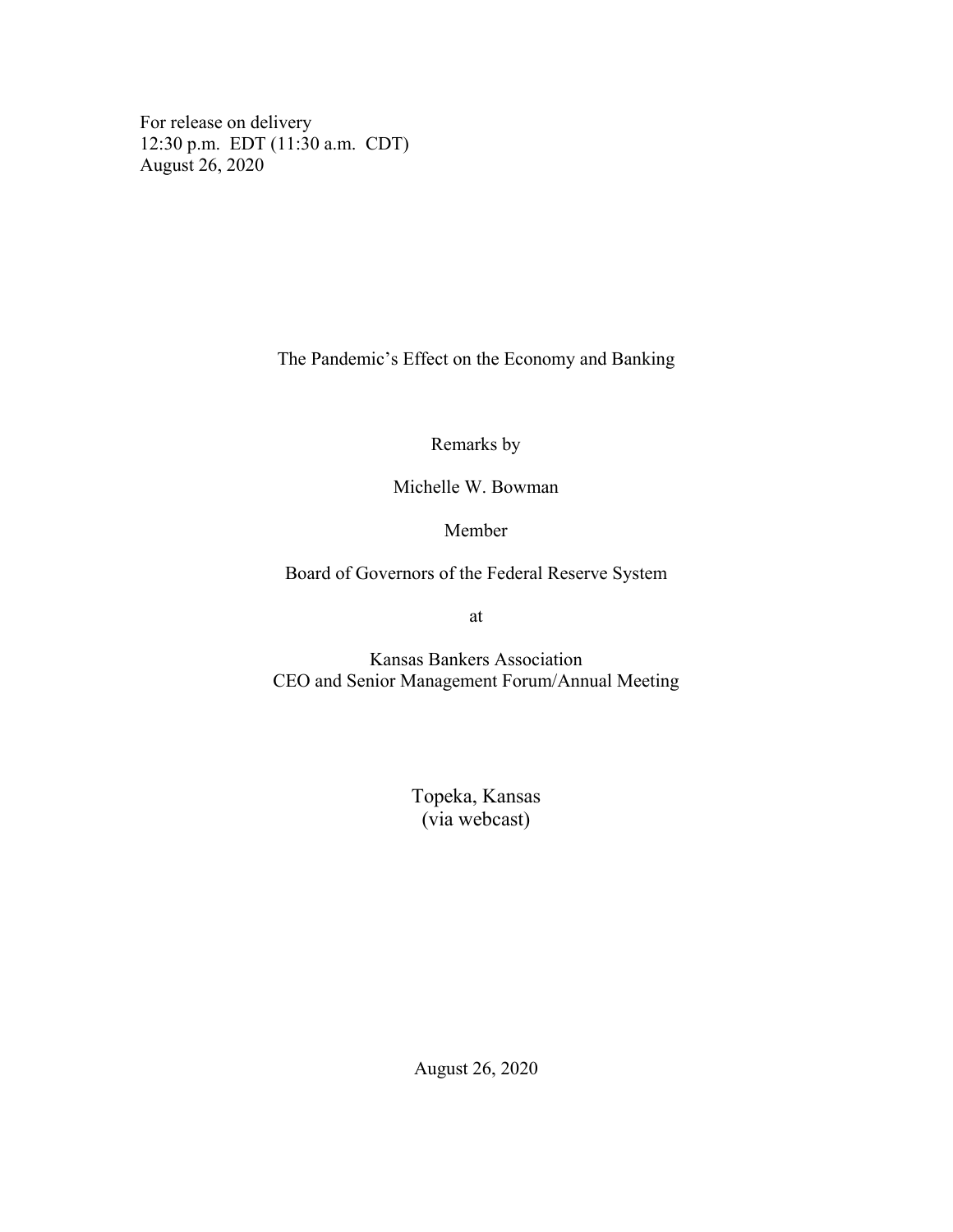For release on delivery
12:30 p.m. EDT (11:30 a.m. CDT)
August 26, 2020

# The Pandemic's Effect on the Economy and Banking

Remarks by

Michelle W. Bowman

Member

Board of Governors of the Federal Reserve System

at

Kansas Bankers Association
CEO and Senior Management Forum/Annual Meeting

Topeka, Kansas
(via webcast)

August 26, 2020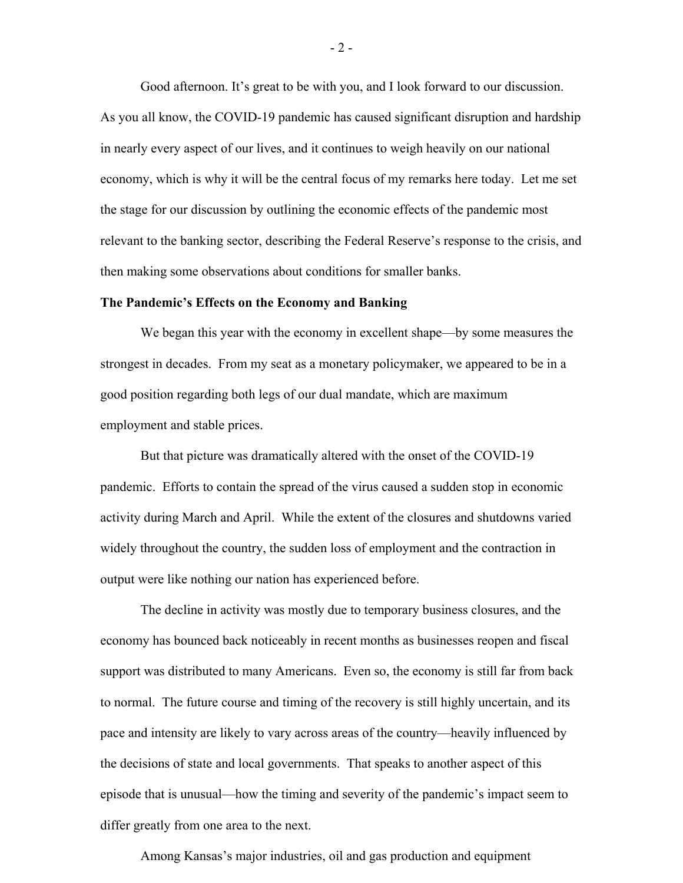Good afternoon. It's great to be with you, and I look forward to our discussion. As you all know, the COVID-19 pandemic has caused significant disruption and hardship in nearly every aspect of our lives, and it continues to weigh heavily on our national economy, which is why it will be the central focus of my remarks here today. Let me set the stage for our discussion by outlining the economic effects of the pandemic most relevant to the banking sector, describing the Federal Reserve's response to the crisis, and then making some observations about conditions for smaller banks.

**The Pandemic's Effects on the Economy and Banking**

We began this year with the economy in excellent shape—by some measures the strongest in decades. From my seat as a monetary policymaker, we appeared to be in a good position regarding both legs of our dual mandate, which are maximum employment and stable prices.

But that picture was dramatically altered with the onset of the COVID-19 pandemic. Efforts to contain the spread of the virus caused a sudden stop in economic activity during March and April. While the extent of the closures and shutdowns varied widely throughout the country, the sudden loss of employment and the contraction in output were like nothing our nation has experienced before.

The decline in activity was mostly due to temporary business closures, and the economy has bounced back noticeably in recent months as businesses reopen and fiscal support was distributed to many Americans. Even so, the economy is still far from back to normal. The future course and timing of the recovery is still highly uncertain, and its pace and intensity are likely to vary across areas of the country—heavily influenced by the decisions of state and local governments. That speaks to another aspect of this episode that is unusual—how the timing and severity of the pandemic's impact seem to differ greatly from one area to the next.

Among Kansas's major industries, oil and gas production and equipment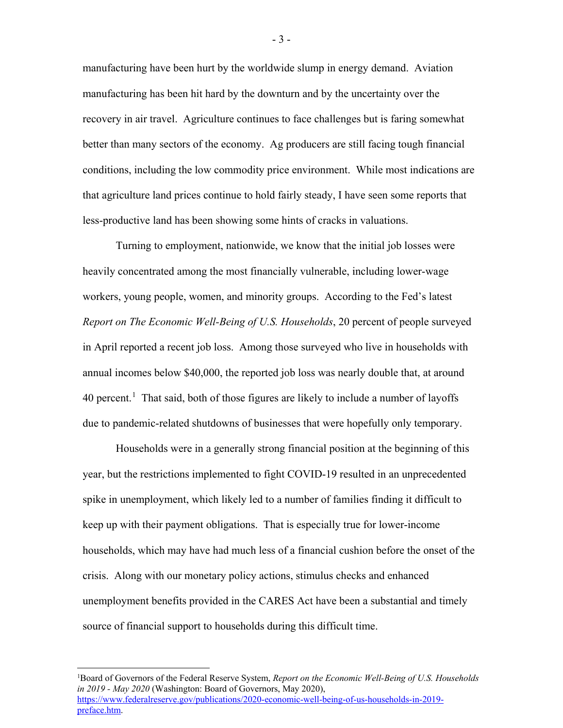manufacturing have been hurt by the worldwide slump in energy demand. Aviation manufacturing has been hit hard by the downturn and by the uncertainty over the recovery in air travel. Agriculture continues to face challenges but is faring somewhat better than many sectors of the economy. Ag producers are still facing tough financial conditions, including the low commodity price environment. While most indications are that agriculture land prices continue to hold fairly steady, I have seen some reports that less-productive land has been showing some hints of cracks in valuations.

Turning to employment, nationwide, we know that the initial job losses were heavily concentrated among the most financially vulnerable, including lower-wage workers, young people, women, and minority groups. According to the Fed's latest *Report on The Economic Well-Being of U.S. Households*, 20 percent of people surveyed in April reported a recent job loss. Among those surveyed who live in households with annual incomes below $40,000, the reported job loss was nearly double that, at around 40 percent.[1] That said, both of those figures are likely to include a number of layoffs due to pandemic-related shutdowns of businesses that were hopefully only temporary.

Households were in a generally strong financial position at the beginning of this year, but the restrictions implemented to fight COVID-19 resulted in an unprecedented spike in unemployment, which likely led to a number of families finding it difficult to keep up with their payment obligations. That is especially true for lower-income households, which may have had much less of a financial cushion before the onset of the crisis. Along with our monetary policy actions, stimulus checks and enhanced unemployment benefits provided in the CARES Act have been a substantial and timely source of financial support to households during this difficult time.

---

[1] Board of Governors of the Federal Reserve System, *Report on the Economic Well-Being of U.S. Households in 2019 - May 2020* (Washington: Board of Governors, May 2020), https://www.federalreserve.gov/publications/2020-economic-well-being-of-us-households-in-2019-preface.htm.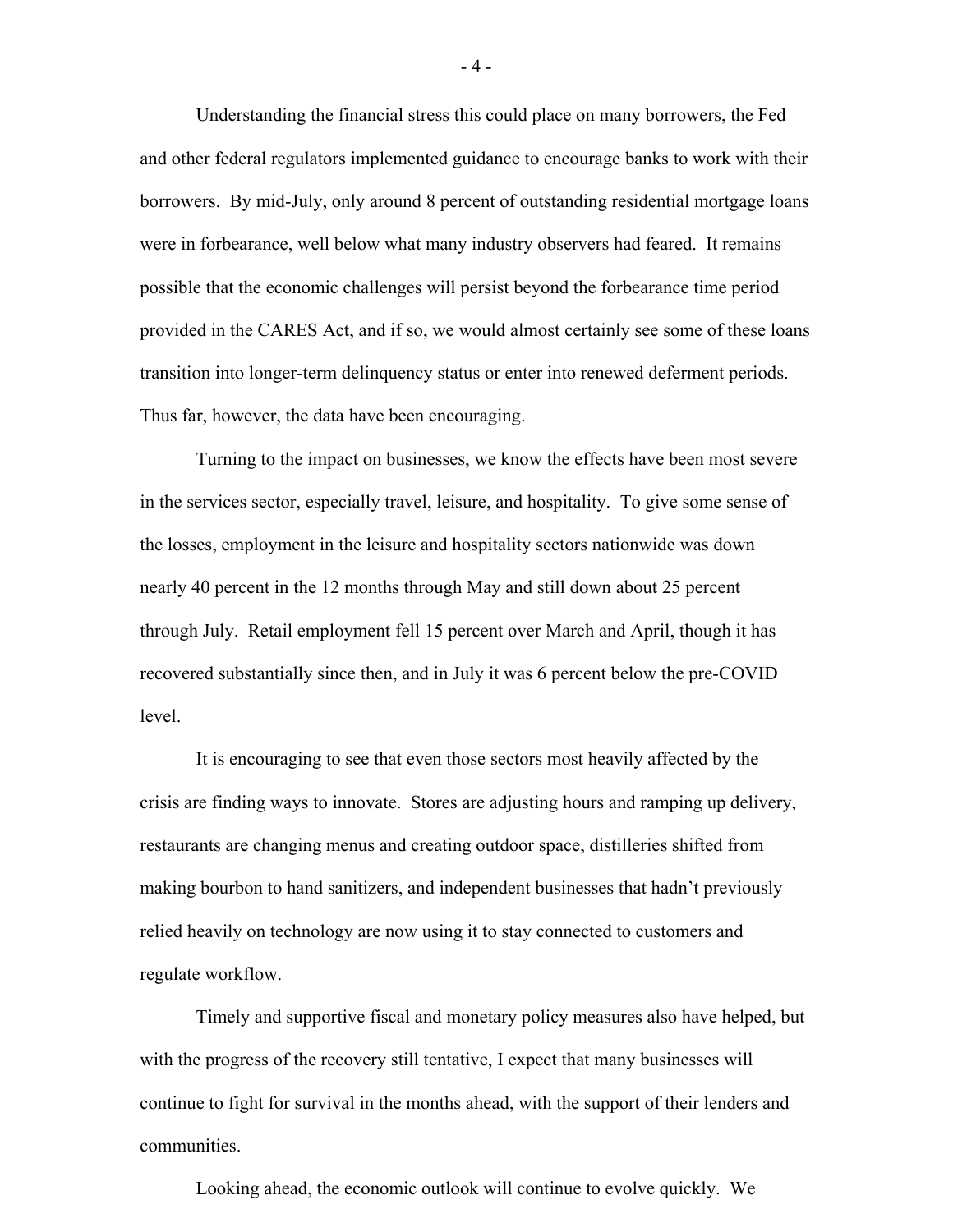Understanding the financial stress this could place on many borrowers, the Fed and other federal regulators implemented guidance to encourage banks to work with their borrowers. By mid-July, only around 8 percent of outstanding residential mortgage loans were in forbearance, well below what many industry observers had feared. It remains possible that the economic challenges will persist beyond the forbearance time period provided in the CARES Act, and if so, we would almost certainly see some of these loans transition into longer-term delinquency status or enter into renewed deferment periods. Thus far, however, the data have been encouraging.

Turning to the impact on businesses, we know the effects have been most severe in the services sector, especially travel, leisure, and hospitality. To give some sense of the losses, employment in the leisure and hospitality sectors nationwide was down nearly 40 percent in the 12 months through May and still down about 25 percent through July. Retail employment fell 15 percent over March and April, though it has recovered substantially since then, and in July it was 6 percent below the pre-COVID level.

It is encouraging to see that even those sectors most heavily affected by the crisis are finding ways to innovate. Stores are adjusting hours and ramping up delivery, restaurants are changing menus and creating outdoor space, distilleries shifted from making bourbon to hand sanitizers, and independent businesses that hadn't previously relied heavily on technology are now using it to stay connected to customers and regulate workflow.

Timely and supportive fiscal and monetary policy measures also have helped, but with the progress of the recovery still tentative, I expect that many businesses will continue to fight for survival in the months ahead, with the support of their lenders and communities.

Looking ahead, the economic outlook will continue to evolve quickly. We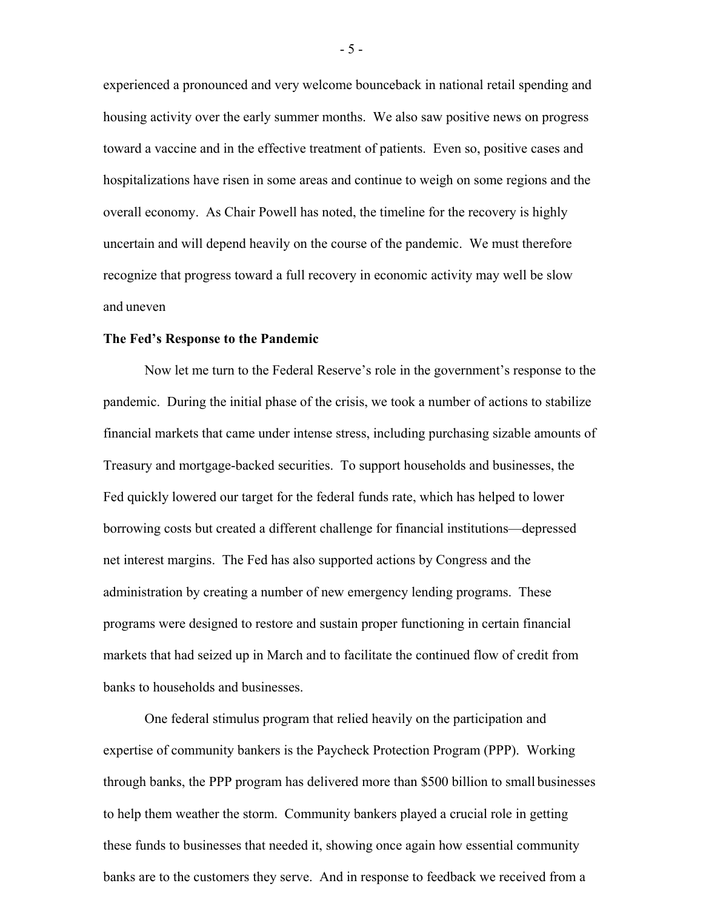experienced a pronounced and very welcome bounceback in national retail spending and housing activity over the early summer months. We also saw positive news on progress toward a vaccine and in the effective treatment of patients. Even so, positive cases and hospitalizations have risen in some areas and continue to weigh on some regions and the overall economy. As Chair Powell has noted, the timeline for the recovery is highly uncertain and will depend heavily on the course of the pandemic. We must therefore recognize that progress toward a full recovery in economic activity may well be slow and uneven

**The Fed's Response to the Pandemic**

Now let me turn to the Federal Reserve's role in the government's response to the pandemic. During the initial phase of the crisis, we took a number of actions to stabilize financial markets that came under intense stress, including purchasing sizable amounts of Treasury and mortgage-backed securities. To support households and businesses, the Fed quickly lowered our target for the federal funds rate, which has helped to lower borrowing costs but created a different challenge for financial institutions—depressed net interest margins. The Fed has also supported actions by Congress and the administration by creating a number of new emergency lending programs. These programs were designed to restore and sustain proper functioning in certain financial markets that had seized up in March and to facilitate the continued flow of credit from banks to households and businesses.

One federal stimulus program that relied heavily on the participation and expertise of community bankers is the Paycheck Protection Program (PPP). Working through banks, the PPP program has delivered more than $500 billion to small businesses to help them weather the storm. Community bankers played a crucial role in getting these funds to businesses that needed it, showing once again how essential community banks are to the customers they serve. And in response to feedback we received from a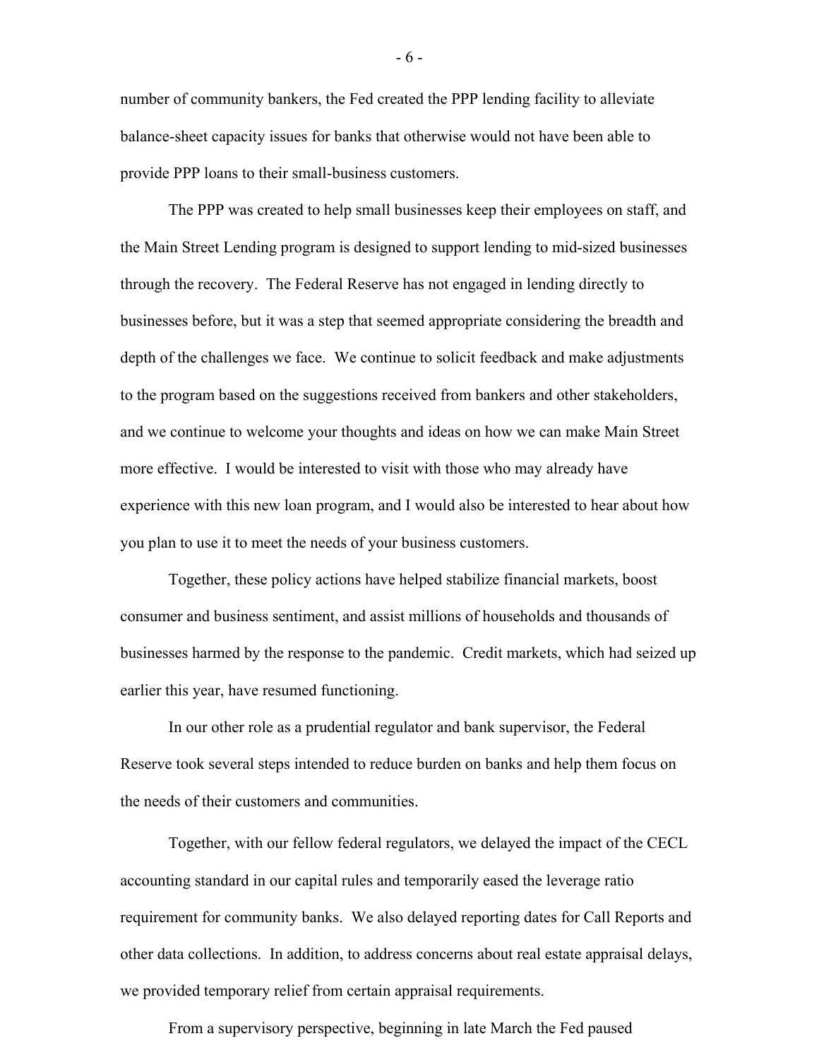number of community bankers, the Fed created the PPP lending facility to alleviate balance-sheet capacity issues for banks that otherwise would not have been able to provide PPP loans to their small-business customers.

The PPP was created to help small businesses keep their employees on staff, and the Main Street Lending program is designed to support lending to mid-sized businesses through the recovery. The Federal Reserve has not engaged in lending directly to businesses before, but it was a step that seemed appropriate considering the breadth and depth of the challenges we face. We continue to solicit feedback and make adjustments to the program based on the suggestions received from bankers and other stakeholders, and we continue to welcome your thoughts and ideas on how we can make Main Street more effective. I would be interested to visit with those who may already have experience with this new loan program, and I would also be interested to hear about how you plan to use it to meet the needs of your business customers.

Together, these policy actions have helped stabilize financial markets, boost consumer and business sentiment, and assist millions of households and thousands of businesses harmed by the response to the pandemic. Credit markets, which had seized up earlier this year, have resumed functioning.

In our other role as a prudential regulator and bank supervisor, the Federal Reserve took several steps intended to reduce burden on banks and help them focus on the needs of their customers and communities.

Together, with our fellow federal regulators, we delayed the impact of the CECL accounting standard in our capital rules and temporarily eased the leverage ratio requirement for community banks. We also delayed reporting dates for Call Reports and other data collections. In addition, to address concerns about real estate appraisal delays, we provided temporary relief from certain appraisal requirements.

From a supervisory perspective, beginning in late March the Fed paused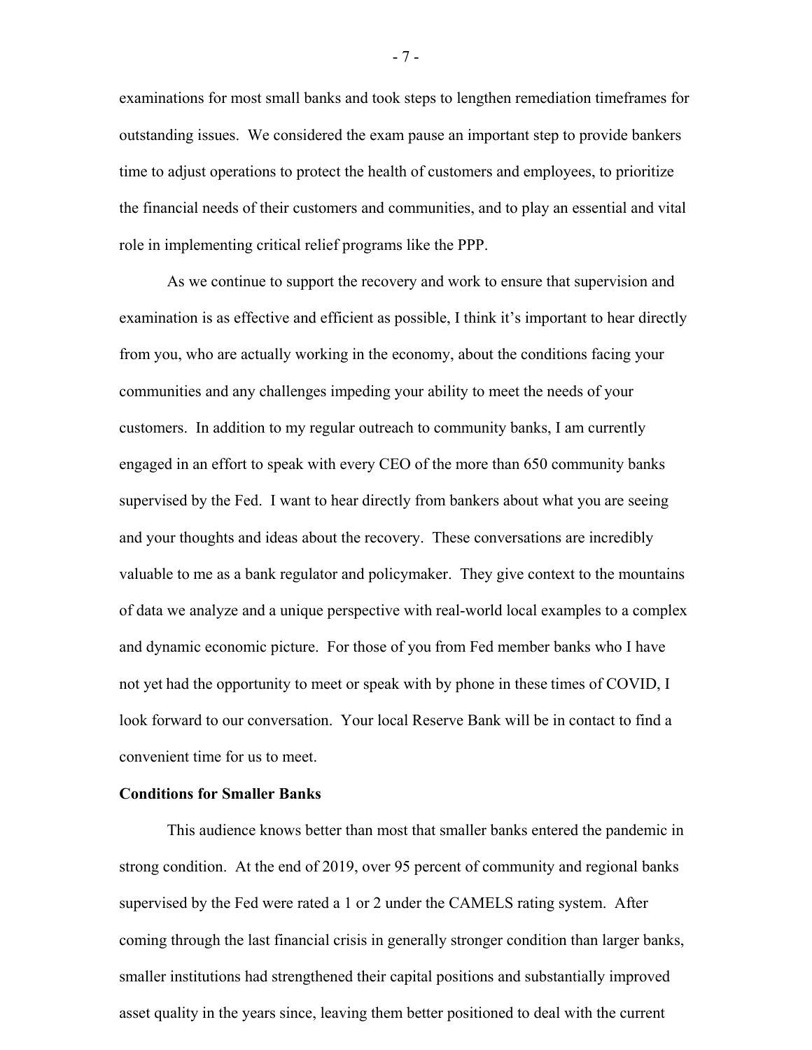examinations for most small banks and took steps to lengthen remediation timeframes for outstanding issues. We considered the exam pause an important step to provide bankers time to adjust operations to protect the health of customers and employees, to prioritize the financial needs of their customers and communities, and to play an essential and vital role in implementing critical relief programs like the PPP.

As we continue to support the recovery and work to ensure that supervision and examination is as effective and efficient as possible, I think it's important to hear directly from you, who are actually working in the economy, about the conditions facing your communities and any challenges impeding your ability to meet the needs of your customers. In addition to my regular outreach to community banks, I am currently engaged in an effort to speak with every CEO of the more than 650 community banks supervised by the Fed. I want to hear directly from bankers about what you are seeing and your thoughts and ideas about the recovery. These conversations are incredibly valuable to me as a bank regulator and policymaker. They give context to the mountains of data we analyze and a unique perspective with real-world local examples to a complex and dynamic economic picture. For those of you from Fed member banks who I have not yet had the opportunity to meet or speak with by phone in these times of COVID, I look forward to our conversation. Your local Reserve Bank will be in contact to find a convenient time for us to meet.

**Conditions for Smaller Banks**

This audience knows better than most that smaller banks entered the pandemic in strong condition. At the end of 2019, over 95 percent of community and regional banks supervised by the Fed were rated a 1 or 2 under the CAMELS rating system. After coming through the last financial crisis in generally stronger condition than larger banks, smaller institutions had strengthened their capital positions and substantially improved asset quality in the years since, leaving them better positioned to deal with the current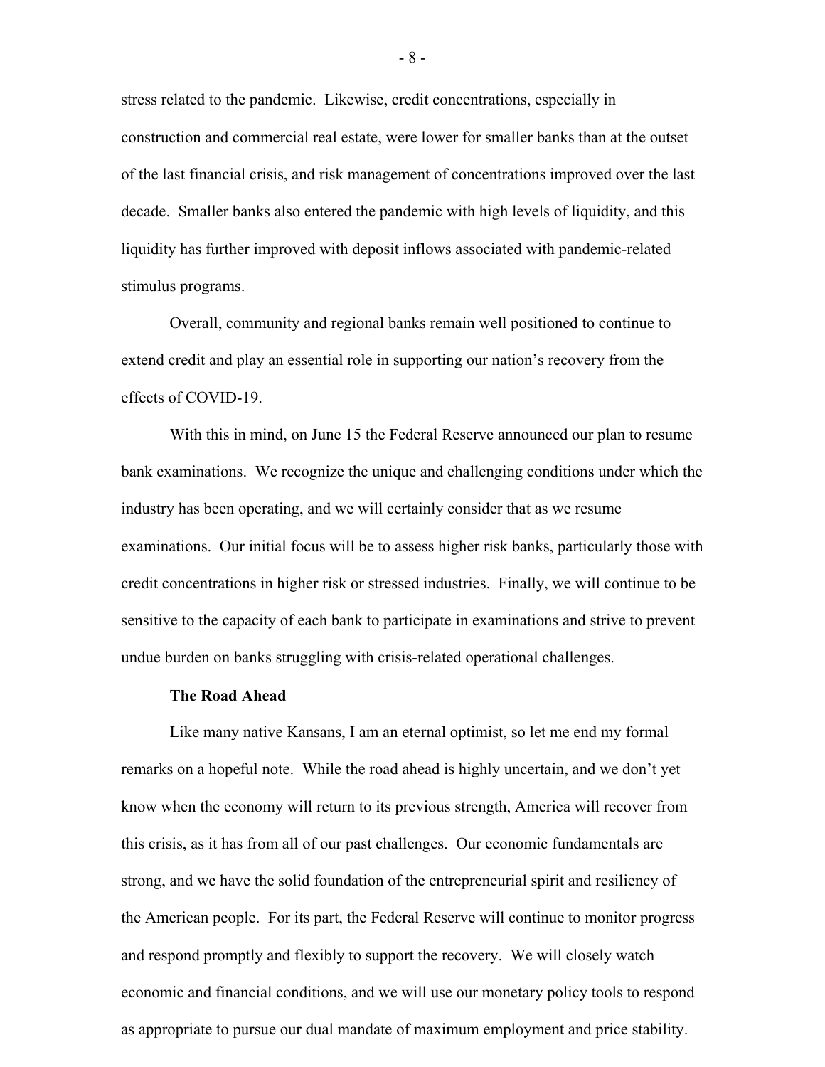stress related to the pandemic. Likewise, credit concentrations, especially in construction and commercial real estate, were lower for smaller banks than at the outset of the last financial crisis, and risk management of concentrations improved over the last decade. Smaller banks also entered the pandemic with high levels of liquidity, and this liquidity has further improved with deposit inflows associated with pandemic-related stimulus programs.

Overall, community and regional banks remain well positioned to continue to extend credit and play an essential role in supporting our nation's recovery from the effects of COVID-19.

With this in mind, on June 15 the Federal Reserve announced our plan to resume bank examinations. We recognize the unique and challenging conditions under which the industry has been operating, and we will certainly consider that as we resume examinations. Our initial focus will be to assess higher risk banks, particularly those with credit concentrations in higher risk or stressed industries. Finally, we will continue to be sensitive to the capacity of each bank to participate in examinations and strive to prevent undue burden on banks struggling with crisis-related operational challenges.

**The Road Ahead**

Like many native Kansans, I am an eternal optimist, so let me end my formal remarks on a hopeful note. While the road ahead is highly uncertain, and we don't yet know when the economy will return to its previous strength, America will recover from this crisis, as it has from all of our past challenges. Our economic fundamentals are strong, and we have the solid foundation of the entrepreneurial spirit and resiliency of the American people. For its part, the Federal Reserve will continue to monitor progress and respond promptly and flexibly to support the recovery. We will closely watch economic and financial conditions, and we will use our monetary policy tools to respond as appropriate to pursue our dual mandate of maximum employment and price stability.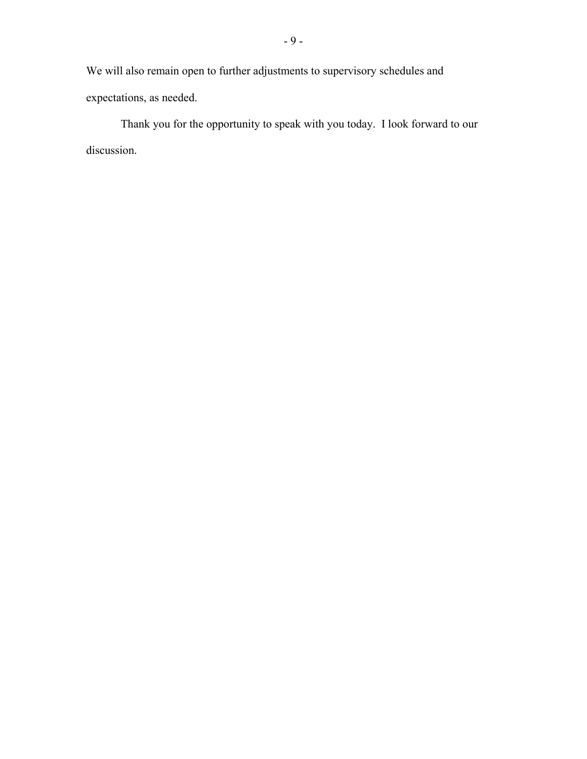We will also remain open to further adjustments to supervisory schedules and expectations, as needed.

Thank you for the opportunity to speak with you today. I look forward to our discussion.